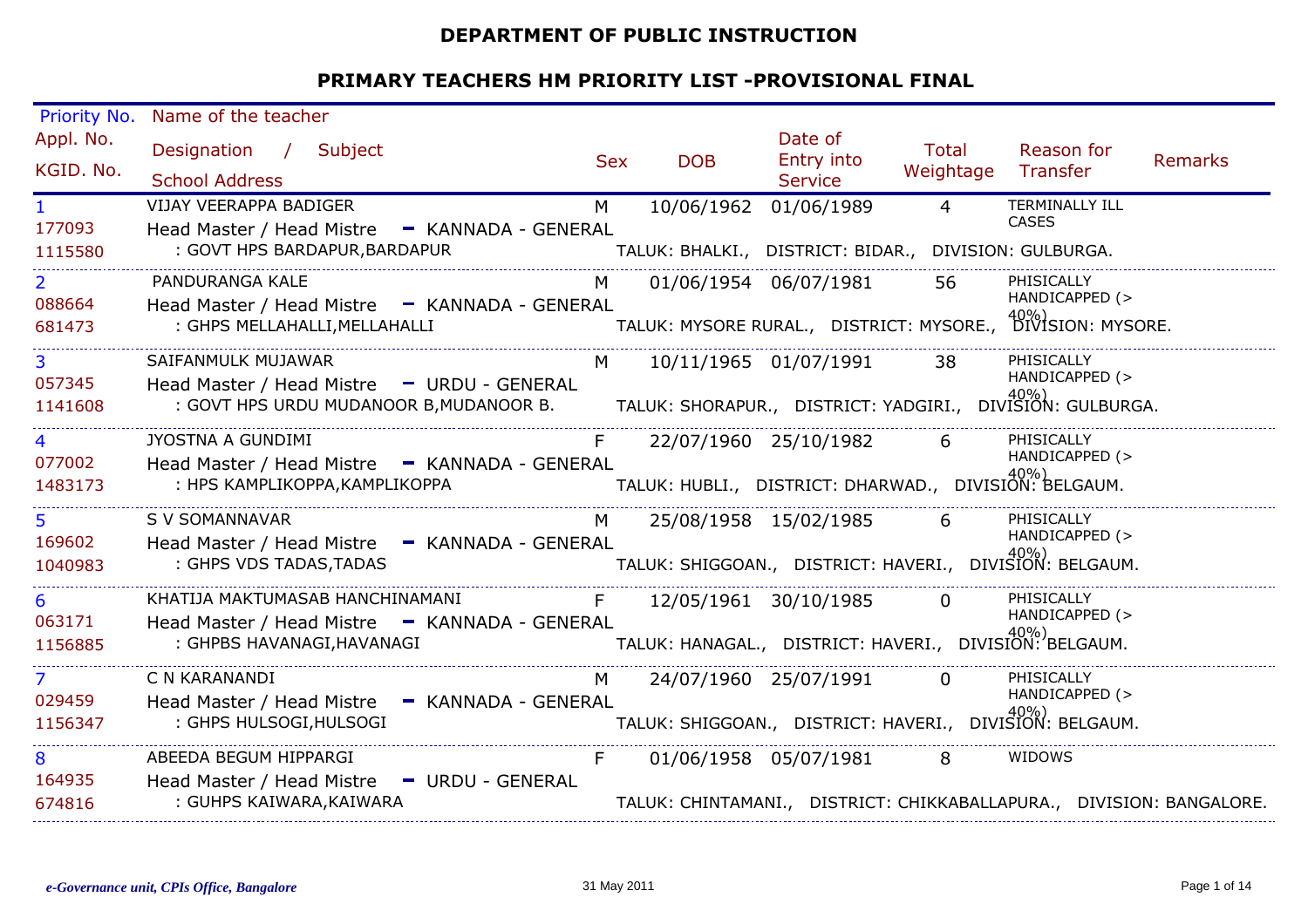**DEPARTMENT OF PUBLIC INSTRUCTION**

**PRIMARY TEACHERS HM PRIORITY LIST -PROVISIONAL FINAL**

| Priority No. / Appl. No. / KGID. No. | Name of the teacher / Designation / Subject / School Address | Sex | DOB | Date of Entry into Service | Total Weightage | Reason for Transfer | Remarks |
|---|---|---|---|---|---|---|---|
| 1<br>177093<br>1115580 | VIJAY VEERAPPA BADIGER<br>Head Master / Head Mistre - KANNADA - GENERAL<br>: GOVT HPS BARDAPUR,BARDAPUR<br>TALUK: BHALKI., DISTRICT: BIDAR., DIVISION: GULBURGA. | M | 10/06/1962 | 01/06/1989 | 4 | TERMINALLY ILL CASES | |
| 2<br>088664<br>681473 | PANDURANGA KALE<br>Head Master / Head Mistre - KANNADA - GENERAL<br>: GHPS MELLAHALLI,MELLAHALLI<br>TALUK: MYSORE RURAL., DISTRICT: MYSORE., DIVISION: MYSORE. | M | 01/06/1954 | 06/07/1981 | 56 | PHISICALLY HANDICAPPED (> 40%) | |
| 3<br>057345<br>1141608 | SAIFANMULK MUJAWAR<br>Head Master / Head Mistre - URDU - GENERAL<br>: GOVT HPS URDU MUDANOOR B,MUDANOOR B.<br>TALUK: SHORAPUR., DISTRICT: YADGIRI., DIVISION: GULBURGA. | M | 10/11/1965 | 01/07/1991 | 38 | PHISICALLY HANDICAPPED (> 40%) | |
| 4<br>077002<br>1483173 | JYOSTNA A GUNDIMI<br>Head Master / Head Mistre - KANNADA - GENERAL<br>: HPS KAMPLIKOPPA,KAMPLIKOPPA<br>TALUK: HUBLI., DISTRICT: DHARWAD., DIVISION: BELGAUM. | F | 22/07/1960 | 25/10/1982 | 6 | PHISICALLY HANDICAPPED (> 40%) | |
| 5<br>169602<br>1040983 | S V SOMANNAVAR<br>Head Master / Head Mistre - KANNADA - GENERAL<br>: GHPS VDS TADAS,TADAS<br>TALUK: SHIGGOAN., DISTRICT: HAVERI., DIVISION: BELGAUM. | M | 25/08/1958 | 15/02/1985 | 6 | PHISICALLY HANDICAPPED (> 40%) | |
| 6<br>063171<br>1156885 | KHATIJA MAKTUMASAB HANCHINAMANI<br>Head Master / Head Mistre - KANNADA - GENERAL<br>: GHPBS HAVANAGI,HAVANAGI<br>TALUK: HANAGAL., DISTRICT: HAVERI., DIVISION: BELGAUM. | F | 12/05/1961 | 30/10/1985 | 0 | PHISICALLY HANDICAPPED (> 40%) | |
| 7<br>029459<br>1156347 | C N KARANANDI<br>Head Master / Head Mistre - KANNADA - GENERAL<br>: GHPS HULSOGI,HULSOGI<br>TALUK: SHIGGOAN., DISTRICT: HAVERI., DIVISION: BELGAUM. | M | 24/07/1960 | 25/07/1991 | 0 | PHISICALLY HANDICAPPED (> 40%) | |
| 8<br>164935<br>674816 | ABEEDA BEGUM HIPPARGI<br>Head Master / Head Mistre - URDU - GENERAL<br>: GUHPS KAIWARA,KAIWARA<br>TALUK: CHINTAMANI., DISTRICT: CHIKKABALLAPURA., DIVISION: BANGALORE. | F | 01/06/1958 | 05/07/1981 | 8 | WIDOWS | |

*e-Governance unit, CPIs Office, Bangalore* 31 May 2011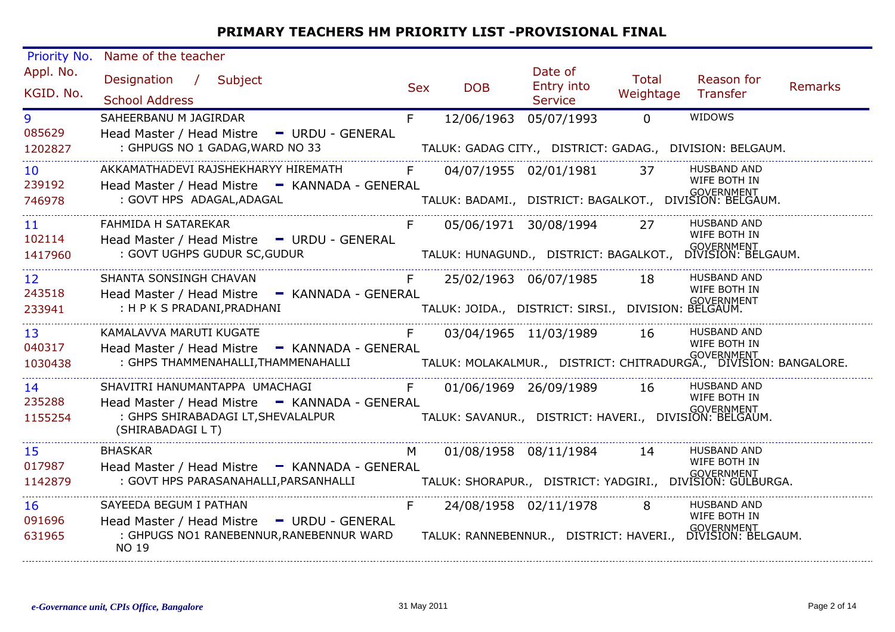# PRIMARY TEACHERS HM PRIORITY LIST -PROVISIONAL FINAL

| Priority No. / Appl. No. / KGID. No. | Name of the teacher / Designation / Subject / School Address | Sex | DOB | Date of Entry into Service | Total Weightage | Reason for Transfer | Remarks |
|---|---|---|---|---|---|---|---|
| 9 / 085629 / 1202827 | SAHEERBANU M JAGIRDAR / Head Master / Head Mistre - URDU - GENERAL / : GHPUGS NO 1 GADAG,WARD NO 33 TALUK: GADAG CITY., DISTRICT: GADAG., DIVISION: BELGAUM. | F | 12/06/1963 | 05/07/1993 | 0 | WIDOWS | |
| 10 / 239192 / 746978 | AKKAMATHADEVI RAJSHEKHARYY HIREMATH / Head Master / Head Mistre - KANNADA - GENERAL / : GOVT HPS ADAGAL,ADAGAL TALUK: BADAMI., DISTRICT: BAGALKOT., DIVISION: BELGAUM. | F | 04/07/1955 | 02/01/1981 | 37 | HUSBAND AND WIFE BOTH IN GOVERNMENT | |
| 11 / 102114 / 1417960 | FAHMIDA H SATAREKAR / Head Master / Head Mistre - URDU - GENERAL / : GOVT UGHPS GUDUR SC,GUDUR TALUK: HUNAGUND., DISTRICT: BAGALKOT., DIVISION: BELGAUM. | F | 05/06/1971 | 30/08/1994 | 27 | HUSBAND AND WIFE BOTH IN GOVERNMENT | |
| 12 / 243518 / 233941 | SHANTA SONSINGH CHAVAN / Head Master / Head Mistre - KANNADA - GENERAL / : H P K S PRADANI,PRADHANI TALUK: JOIDA., DISTRICT: SIRSI., DIVISION: BELGAUM. | F | 25/02/1963 | 06/07/1985 | 18 | HUSBAND AND WIFE BOTH IN GOVERNMENT | |
| 13 / 040317 / 1030438 | KAMALAVVA MARUTI KUGATE / Head Master / Head Mistre - KANNADA - GENERAL / : GHPS THAMMENAHALLI,THAMMENAHALLI TALUK: MOLAKALMUR., DISTRICT: CHITRADURGA., DIVISION: BANGALORE. | F | 03/04/1965 | 11/03/1989 | 16 | HUSBAND AND WIFE BOTH IN GOVERNMENT | |
| 14 / 235288 / 1155254 | SHAVITRI HANUMANTAPPA UMACHAGI / Head Master / Head Mistre - KANNADA - GENERAL / : GHPS SHIRABADAGI LT,SHEVALALPUR (SHIRABADAGI L T) TALUK: SAVANUR., DISTRICT: HAVERI., DIVISION: BELGAUM. | F | 01/06/1969 | 26/09/1989 | 16 | HUSBAND AND WIFE BOTH IN GOVERNMENT | |
| 15 / 017987 / 1142879 | BHASKAR / Head Master / Head Mistre - KANNADA - GENERAL / : GOVT HPS PARASANAHALLI,PARSANHALLI TALUK: SHORAPUR., DISTRICT: YADGIRI., DIVISION: GULBURGA. | M | 01/08/1958 | 08/11/1984 | 14 | HUSBAND AND WIFE BOTH IN GOVERNMENT | |
| 16 / 091696 / 631965 | SAYEEDA BEGUM I PATHAN / Head Master / Head Mistre - URDU - GENERAL / : GHPUGS NO1 RANEBENNUR,RANEBENNUR WARD NO 19 TALUK: RANNEBENNUR., DISTRICT: HAVERI., DIVISION: BELGAUM. | F | 24/08/1958 | 02/11/1978 | 8 | HUSBAND AND WIFE BOTH IN GOVERNMENT | |

*e-Governance unit, CPIs Office, Bangalore*    31 May 2011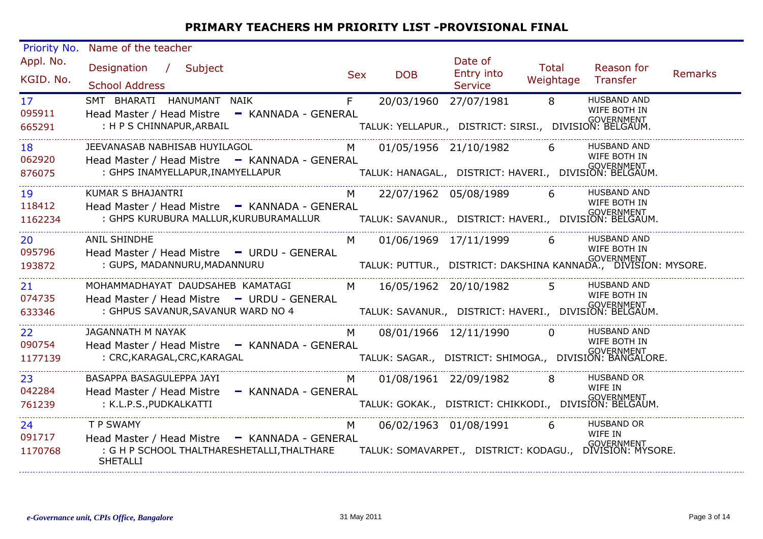# PRIMARY TEACHERS HM PRIORITY LIST -PROVISIONAL FINAL

| Priority No. / Appl. No. / KGID. No. | Name of the teacher / Designation / Subject / School Address | Sex | DOB | Date of Entry into Service | Total Weightage | Reason for Transfer | Remarks |
|---|---|---|---|---|---|---|---|
| 17<br>095911<br>665291 | SMT BHARATI HANUMANT NAIK<br>Head Master / Head Mistre - KANNADA - GENERAL<br>: H P S CHINNAPUR,ARBAIL<br>TALUK: YELLAPUR., DISTRICT: SIRSI., DIVISION: BELGAUM. | F | 20/03/1960 | 27/07/1981 | 8 | HUSBAND AND WIFE BOTH IN GOVERNMENT | |
| 18<br>062920<br>876075 | JEEVANASAB NABHISAB HUYILAGOL<br>Head Master / Head Mistre - KANNADA - GENERAL<br>: GHPS INAMYELLAPUR,INAMYELLAPUR<br>TALUK: HANAGAL., DISTRICT: HAVERI., DIVISION: BELGAUM. | M | 01/05/1956 | 21/10/1982 | 6 | HUSBAND AND WIFE BOTH IN GOVERNMENT | |
| 19<br>118412<br>1162234 | KUMAR S BHAJANTRI<br>Head Master / Head Mistre - KANNADA - GENERAL<br>: GHPS KURUBURA MALLUR,KURUBURAMALLUR<br>TALUK: SAVANUR., DISTRICT: HAVERI., DIVISION: BELGAUM. | M | 22/07/1962 | 05/08/1989 | 6 | HUSBAND AND WIFE BOTH IN GOVERNMENT | |
| 20<br>095796<br>193872 | ANIL SHINDHE<br>Head Master / Head Mistre - URDU - GENERAL<br>: GUPS, MADANNURU,MADANNURU<br>TALUK: PUTTUR., DISTRICT: DAKSHINA KANNADA., DIVISION: MYSORE. | M | 01/06/1969 | 17/11/1999 | 6 | HUSBAND AND WIFE BOTH IN GOVERNMENT | |
| 21<br>074735<br>633346 | MOHAMMADHAYAT DAUDSAHEB KAMATAGI<br>Head Master / Head Mistre - URDU - GENERAL<br>: GHPUS SAVANUR,SAVANUR WARD NO 4<br>TALUK: SAVANUR., DISTRICT: HAVERI., DIVISION: BELGAUM. | M | 16/05/1962 | 20/10/1982 | 5 | HUSBAND AND WIFE BOTH IN GOVERNMENT | |
| 22<br>090754<br>1177139 | JAGANNATH M NAYAK<br>Head Master / Head Mistre - KANNADA - GENERAL<br>: CRC,KARAGAL,CRC,KARAGAL<br>TALUK: SAGAR., DISTRICT: SHIMOGA., DIVISION: BANGALORE. | M | 08/01/1966 | 12/11/1990 | 0 | HUSBAND AND WIFE BOTH IN GOVERNMENT | |
| 23<br>042284<br>761239 | BASAPPA BASAGULEPPA JAYI<br>Head Master / Head Mistre - KANNADA - GENERAL<br>: K.L.P.S.,PUDKALKATTI<br>TALUK: GOKAK., DISTRICT: CHIKKODI., DIVISION: BELGAUM. | M | 01/08/1961 | 22/09/1982 | 8 | HUSBAND OR WIFE IN GOVERNMENT | |
| 24<br>091717<br>1170768 | T P SWAMY<br>Head Master / Head Mistre - KANNADA - GENERAL<br>: G H P SCHOOL THALTHARESHETALLI,THALTHARE SHETALLI<br>TALUK: SOMAVARPET., DISTRICT: KODAGU., DIVISION: MYSORE. | M | 06/02/1963 | 01/08/1991 | 6 | HUSBAND OR WIFE IN GOVERNMENT | |

*e-Governance unit, CPIs Office, Bangalore* 31 May 2011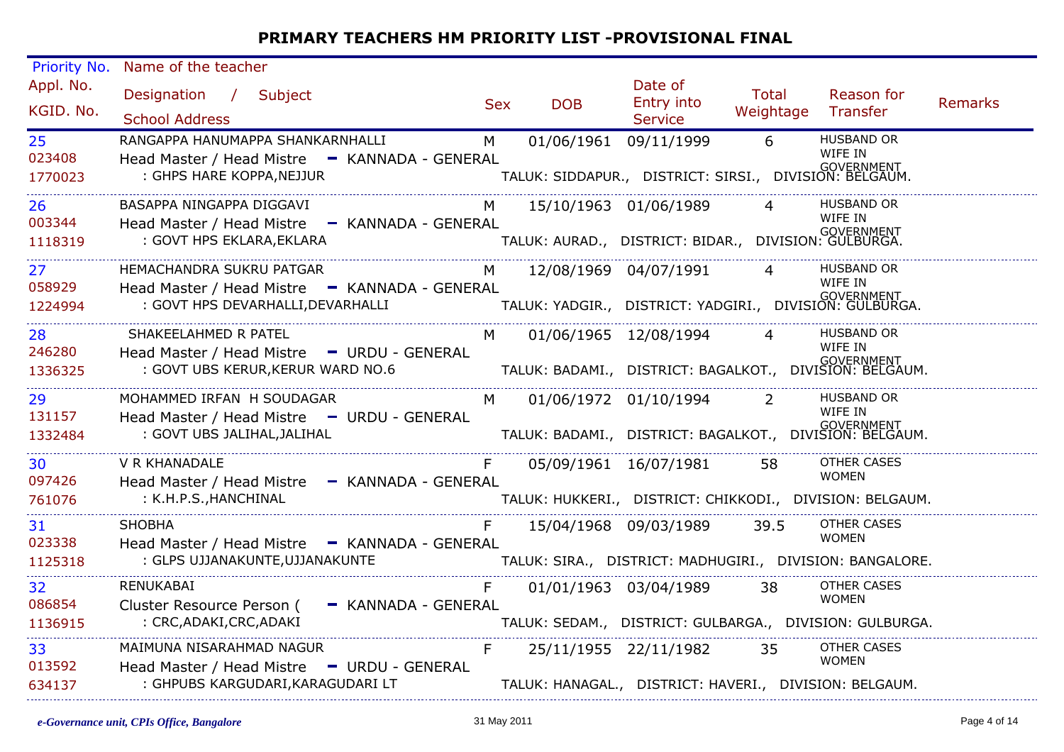# PRIMARY TEACHERS HM PRIORITY LIST -PROVISIONAL FINAL

| Priority No. / Appl. No. / KGID. No. | Name of the teacher / Designation / Subject / School Address | Sex | DOB | Date of Entry into Service | Total Weightage | Reason for Transfer | Remarks |
|---|---|---|---|---|---|---|---|
| 25 / 023408 / 1770023 | RANGAPPA HANUMAPPA SHANKARNHALLI / Head Master / Head Mistre - KANNADA - GENERAL / : GHPS HARE KOPPA,NEJJUR TALUK: SIDDAPUR., DISTRICT: SIRSI., DIVISION: BELGAUM. | M | 01/06/1961 | 09/11/1999 | 6 | HUSBAND OR WIFE IN GOVERNMENT | |
| 26 / 003344 / 1118319 | BASAPPA NINGAPPA DIGGAVI / Head Master / Head Mistre - KANNADA - GENERAL / : GOVT HPS EKLARA,EKLARA TALUK: AURAD., DISTRICT: BIDAR., DIVISION: GULBURGA. | M | 15/10/1963 | 01/06/1989 | 4 | HUSBAND OR WIFE IN GOVERNMENT | |
| 27 / 058929 / 1224994 | HEMACHANDRA SUKRU PATGAR / Head Master / Head Mistre - KANNADA - GENERAL / : GOVT HPS DEVARHALLI,DEVARHALLI TALUK: YADGIR., DISTRICT: YADGIRI., DIVISION: GULBURGA. | M | 12/08/1969 | 04/07/1991 | 4 | HUSBAND OR WIFE IN GOVERNMENT | |
| 28 / 246280 / 1336325 | SHAKEELAHMED R PATEL / Head Master / Head Mistre - URDU - GENERAL / : GOVT UBS KERUR,KERUR WARD NO.6 TALUK: BADAMI., DISTRICT: BAGALKOT., DIVISION: BELGAUM. | M | 01/06/1965 | 12/08/1994 | 4 | HUSBAND OR WIFE IN GOVERNMENT | |
| 29 / 131157 / 1332484 | MOHAMMED IRFAN H SOUDAGAR / Head Master / Head Mistre - URDU - GENERAL / : GOVT UBS JALIHAL,JALIHAL TALUK: BADAMI., DISTRICT: BAGALKOT., DIVISION: BELGAUM. | M | 01/06/1972 | 01/10/1994 | 2 | HUSBAND OR WIFE IN GOVERNMENT | |
| 30 / 097426 / 761076 | V R KHANADALE / Head Master / Head Mistre - KANNADA - GENERAL / : K.H.P.S.,HANCHINAL TALUK: HUKKERI., DISTRICT: CHIKKODI., DIVISION: BELGAUM. | F | 05/09/1961 | 16/07/1981 | 58 | OTHER CASES WOMEN | |
| 31 / 023338 / 1125318 | SHOBHA / Head Master / Head Mistre - KANNADA - GENERAL / : GLPS UJJANAKUNTE,UJJANAKUNTE TALUK: SIRA., DISTRICT: MADHUGIRI., DIVISION: BANGALORE. | F | 15/04/1968 | 09/03/1989 | 39.5 | OTHER CASES WOMEN | |
| 32 / 086854 / 1136915 | RENUKABAI / Cluster Resource Person ( - KANNADA - GENERAL / : CRC,ADAKI,CRC,ADAKI TALUK: SEDAM., DISTRICT: GULBARGA., DIVISION: GULBURGA. | F | 01/01/1963 | 03/04/1989 | 38 | OTHER CASES WOMEN | |
| 33 / 013592 / 634137 | MAIMUNA NISARAHMAD NAGUR / Head Master / Head Mistre - URDU - GENERAL / : GHPUBS KARGUDARI,KARAGUDARI LT TALUK: HANAGAL., DISTRICT: HAVERI., DIVISION: BELGAUM. | F | 25/11/1955 | 22/11/1982 | 35 | OTHER CASES WOMEN | |

*e-Governance unit, CPIs Office, Bangalore* 31 May 2011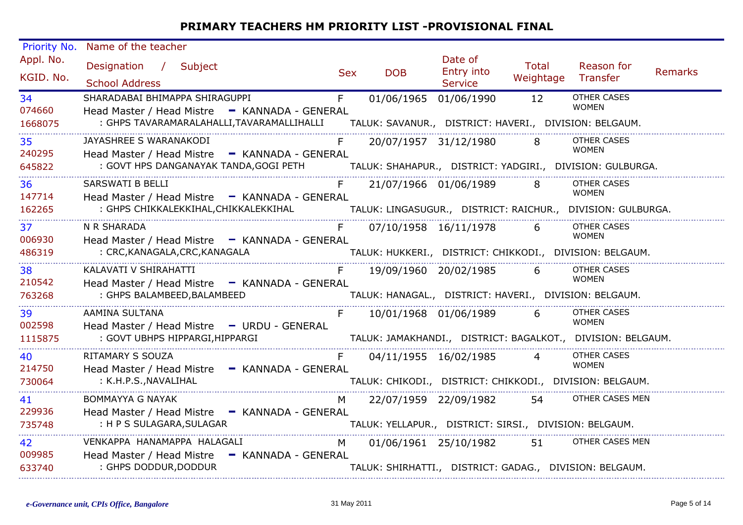# PRIMARY TEACHERS HM PRIORITY LIST -PROVISIONAL FINAL

| Priority No. / Appl. No. / KGID. No. | Name of the teacher / Designation / Subject / School Address | Sex | DOB | Date of Entry into Service | Total Weightage | Reason for Transfer | Remarks |
|---|---|---|---|---|---|---|---|
| 34<br>074660<br>1668075 | SHARADABAI BHIMAPPA SHIRAGUPPI<br>Head Master / Head Mistre - KANNADA - GENERAL<br>: GHPS TAVARAMARALAHALLI,TAVARAMALLIHALLI TALUK: SAVANUR., DISTRICT: HAVERI., DIVISION: BELGAUM. | F | 01/06/1965 | 01/06/1990 | 12 | OTHER CASES WOMEN | |
| 35<br>240295<br>645822 | JAYASHREE S WARANAKODI<br>Head Master / Head Mistre - KANNADA - GENERAL<br>: GOVT HPS DANGANAYAK TANDA,GOGI PETH TALUK: SHAHAPUR., DISTRICT: YADGIRI., DIVISION: GULBURGA. | F | 20/07/1957 | 31/12/1980 | 8 | OTHER CASES WOMEN | |
| 36<br>147714<br>162265 | SARSWATI B BELLI<br>Head Master / Head Mistre - KANNADA - GENERAL<br>: GHPS CHIKKALEKKIHAL,CHIKKALEKKIHAL TALUK: LINGASUGUR., DISTRICT: RAICHUR., DIVISION: GULBURGA. | F | 21/07/1966 | 01/06/1989 | 8 | OTHER CASES WOMEN | |
| 37<br>006930<br>486319 | N R SHARADA<br>Head Master / Head Mistre - KANNADA - GENERAL<br>: CRC,KANAGALA,CRC,KANAGALA TALUK: HUKKERI., DISTRICT: CHIKKODI., DIVISION: BELGAUM. | F | 07/10/1958 | 16/11/1978 | 6 | OTHER CASES WOMEN | |
| 38<br>210542<br>763268 | KALAVATI V SHIRAHATTI<br>Head Master / Head Mistre - KANNADA - GENERAL<br>: GHPS BALAMBEED,BALAMBEED TALUK: HANAGAL., DISTRICT: HAVERI., DIVISION: BELGAUM. | F | 19/09/1960 | 20/02/1985 | 6 | OTHER CASES WOMEN | |
| 39<br>002598<br>1115875 | AAMINA SULTANA<br>Head Master / Head Mistre - URDU - GENERAL<br>: GOVT UBHPS HIPPARGI,HIPPARGI TALUK: JAMAKHANDI., DISTRICT: BAGALKOT., DIVISION: BELGAUM. | F | 10/01/1968 | 01/06/1989 | 6 | OTHER CASES WOMEN | |
| 40<br>214750<br>730064 | RITAMARY S SOUZA<br>Head Master / Head Mistre - KANNADA - GENERAL<br>: K.H.P.S.,NAVALIHAL TALUK: CHIKODI., DISTRICT: CHIKKODI., DIVISION: BELGAUM. | F | 04/11/1955 | 16/02/1985 | 4 | OTHER CASES WOMEN | |
| 41<br>229936<br>735748 | BOMMAYYA G NAYAK<br>Head Master / Head Mistre - KANNADA - GENERAL<br>: H P S SULAGARA,SULAGAR TALUK: YELLAPUR., DISTRICT: SIRSI., DIVISION: BELGAUM. | M | 22/07/1959 | 22/09/1982 | 54 | OTHER CASES MEN | |
| 42<br>009985<br>633740 | VENKAPPA HANAMAPPA HALAGALI<br>Head Master / Head Mistre - KANNADA - GENERAL<br>: GHPS DODDUR,DODDUR TALUK: SHIRHATTI., DISTRICT: GADAG., DIVISION: BELGAUM. | M | 01/06/1961 | 25/10/1982 | 51 | OTHER CASES MEN | |

*e-Governance unit, CPIs Office, Bangalore* 31 May 2011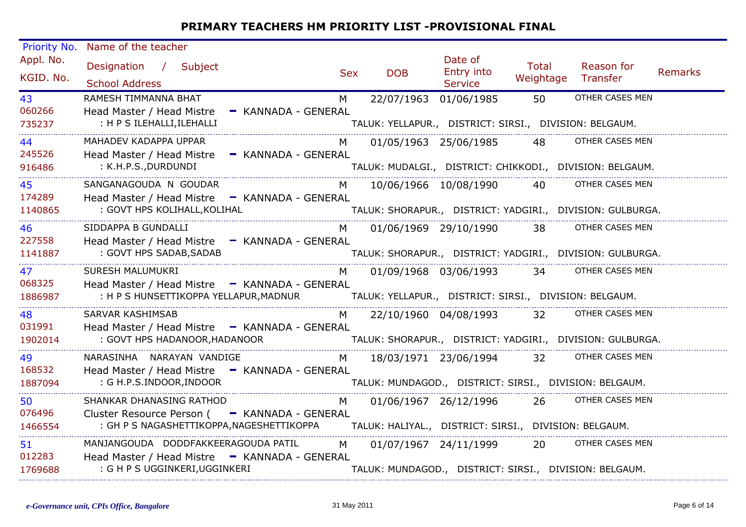## PRIMARY TEACHERS HM PRIORITY LIST -PROVISIONAL FINAL

| Priority No. / Appl. No. / KGID. No. | Name of the teacher / Designation / Subject / School Address | Sex | DOB | Date of Entry into Service | Total Weightage | Reason for Transfer | Remarks |
|---|---|---|---|---|---|---|---|
| 43 / 060266 / 735237 | RAMESH TIMMANNA BHAT / Head Master / Head Mistre - KANNADA - GENERAL / : H P S ILEHALLI,ILEHALLI — TALUK: YELLAPUR., DISTRICT: SIRSI., DIVISION: BELGAUM. | M | 22/07/1963 | 01/06/1985 | 50 | OTHER CASES MEN | |
| 44 / 245526 / 916486 | MAHADEV KADAPPA UPPAR / Head Master / Head Mistre - KANNADA - GENERAL / : K.H.P.S.,DURDUNDI — TALUK: MUDALGI., DISTRICT: CHIKKODI., DIVISION: BELGAUM. | M | 01/05/1963 | 25/06/1985 | 48 | OTHER CASES MEN | |
| 45 / 174289 / 1140865 | SANGANAGOUDA N GOUDAR / Head Master / Head Mistre - KANNADA - GENERAL / : GOVT HPS KOLIHALL,KOLIHAL — TALUK: SHORAPUR., DISTRICT: YADGIRI., DIVISION: GULBURGA. | M | 10/06/1966 | 10/08/1990 | 40 | OTHER CASES MEN | |
| 46 / 227558 / 1141887 | SIDDAPPA B GUNDALLI / Head Master / Head Mistre - KANNADA - GENERAL / : GOVT HPS SADAB,SADAB — TALUK: SHORAPUR., DISTRICT: YADGIRI., DIVISION: GULBURGA. | M | 01/06/1969 | 29/10/1990 | 38 | OTHER CASES MEN | |
| 47 / 068325 / 1886987 | SURESH MALUMUKRI / Head Master / Head Mistre - KANNADA - GENERAL / : H P S HUNSETTIKOPPA YELLAPUR,MADNUR — TALUK: YELLAPUR., DISTRICT: SIRSI., DIVISION: BELGAUM. | M | 01/09/1968 | 03/06/1993 | 34 | OTHER CASES MEN | |
| 48 / 031991 / 1902014 | SARVAR KASHIMSAB / Head Master / Head Mistre - KANNADA - GENERAL / : GOVT HPS HADANOOR,HADANOOR — TALUK: SHORAPUR., DISTRICT: YADGIRI., DIVISION: GULBURGA. | M | 22/10/1960 | 04/08/1993 | 32 | OTHER CASES MEN | |
| 49 / 168532 / 1887094 | NARASINHA NARAYAN VANDIGE / Head Master / Head Mistre - KANNADA - GENERAL / : G H.P.S.INDOOR,INDOOR — TALUK: MUNDAGOD., DISTRICT: SIRSI., DIVISION: BELGAUM. | M | 18/03/1971 | 23/06/1994 | 32 | OTHER CASES MEN | |
| 50 / 076496 / 1466554 | SHANKAR DHANASING RATHOD / Cluster Resource Person ( - KANNADA - GENERAL / : GH P S NAGASHETTIKOPPA,NAGESHETTIKOPPA — TALUK: HALIYAL., DISTRICT: SIRSI., DIVISION: BELGAUM. | M | 01/06/1967 | 26/12/1996 | 26 | OTHER CASES MEN | |
| 51 / 012283 / 1769688 | MANJANGOUDA DODDFAKKEERAGOUDA PATIL / Head Master / Head Mistre - KANNADA - GENERAL / : G H P S UGGINKERI,UGGINKERI — TALUK: MUNDAGOD., DISTRICT: SIRSI., DIVISION: BELGAUM. | M | 01/07/1967 | 24/11/1999 | 20 | OTHER CASES MEN | |

*e-Governance unit, CPIs Office, Bangalore* 31 May 2011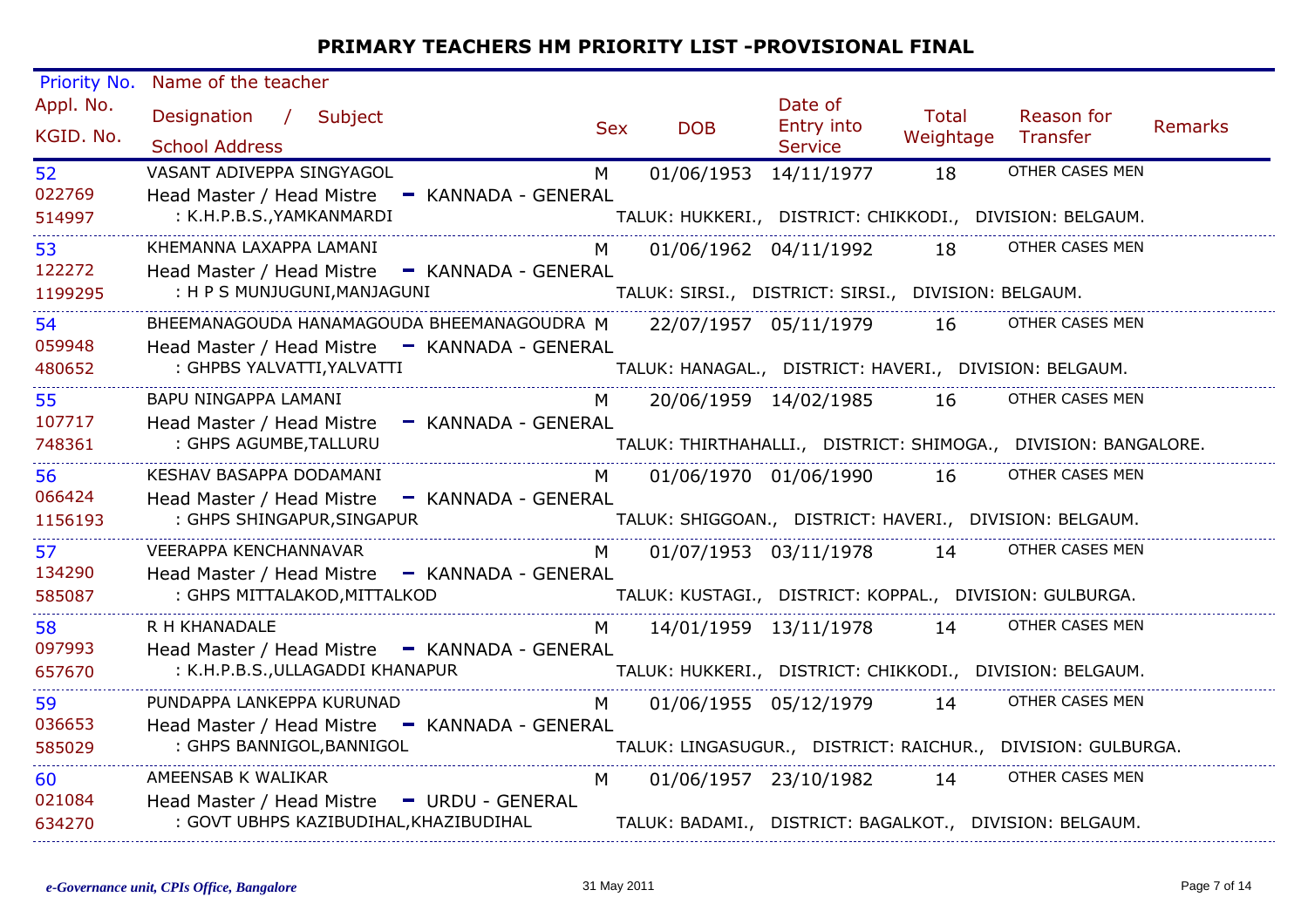# PRIMARY TEACHERS HM PRIORITY LIST -PROVISIONAL FINAL

| Priority No. / Appl. No. / KGID. No. | Name of the teacher / Designation / Subject / School Address | Sex | DOB | Date of Entry into Service | Total Weightage | Reason for Transfer | Remarks |
|---|---|---|---|---|---|---|---|
| 52 / 022769 / 514997 | VASANT ADIVEPPA SINGYAGOL / Head Master / Head Mistre - KANNADA - GENERAL / : K.H.P.B.S.,YAMKANMARDI — TALUK: HUKKERI., DISTRICT: CHIKKODI., DIVISION: BELGAUM. | M | 01/06/1953 | 14/11/1977 | 18 | OTHER CASES MEN | |
| 53 / 122272 / 1199295 | KHEMANNA LAXAPPA LAMANI / Head Master / Head Mistre - KANNADA - GENERAL / : H P S MUNJUGUNI,MANJAGUNI — TALUK: SIRSI., DISTRICT: SIRSI., DIVISION: BELGAUM. | M | 01/06/1962 | 04/11/1992 | 18 | OTHER CASES MEN | |
| 54 / 059948 / 480652 | BHEEMANAGOUDA HANAMAGOUDA BHEEMANAGOUDRA / Head Master / Head Mistre - KANNADA - GENERAL / : GHPBS YALVATTI,YALVATTI — TALUK: HANAGAL., DISTRICT: HAVERI., DIVISION: BELGAUM. | M | 22/07/1957 | 05/11/1979 | 16 | OTHER CASES MEN | |
| 55 / 107717 / 748361 | BAPU NINGAPPA LAMANI / Head Master / Head Mistre - KANNADA - GENERAL / : GHPS AGUMBE,TALLURU — TALUK: THIRTHAHALLI., DISTRICT: SHIMOGA., DIVISION: BANGALORE. | M | 20/06/1959 | 14/02/1985 | 16 | OTHER CASES MEN | |
| 56 / 066424 / 1156193 | KESHAV BASAPPA DODAMANI / Head Master / Head Mistre - KANNADA - GENERAL / : GHPS SHINGAPUR,SINGAPUR — TALUK: SHIGGOAN., DISTRICT: HAVERI., DIVISION: BELGAUM. | M | 01/06/1970 | 01/06/1990 | 16 | OTHER CASES MEN | |
| 57 / 134290 / 585087 | VEERAPPA KENCHANNAVAR / Head Master / Head Mistre - KANNADA - GENERAL / : GHPS MITTALAKOD,MITTALKOD — TALUK: KUSTAGI., DISTRICT: KOPPAL., DIVISION: GULBURGA. | M | 01/07/1953 | 03/11/1978 | 14 | OTHER CASES MEN | |
| 58 / 097993 / 657670 | R H KHANADALE / Head Master / Head Mistre - KANNADA - GENERAL / : K.H.P.B.S.,ULLAGADDI KHANAPUR — TALUK: HUKKERI., DISTRICT: CHIKKODI., DIVISION: BELGAUM. | M | 14/01/1959 | 13/11/1978 | 14 | OTHER CASES MEN | |
| 59 / 036653 / 585029 | PUNDAPPA LANKEPPA KURUNAD / Head Master / Head Mistre - KANNADA - GENERAL / : GHPS BANNIGOL,BANNIGOL — TALUK: LINGASUGUR., DISTRICT: RAICHUR., DIVISION: GULBURGA. | M | 01/06/1955 | 05/12/1979 | 14 | OTHER CASES MEN | |
| 60 / 021084 / 634270 | AMEENSAB K WALIKAR / Head Master / Head Mistre - URDU - GENERAL / : GOVT UBHPS KAZIBUDIHAL,KHAZIBUDIHAL — TALUK: BADAMI., DISTRICT: BAGALKOT., DIVISION: BELGAUM. | M | 01/06/1957 | 23/10/1982 | 14 | OTHER CASES MEN | |

*e-Governance unit, CPIs Office, Bangalore* — 31 May 2011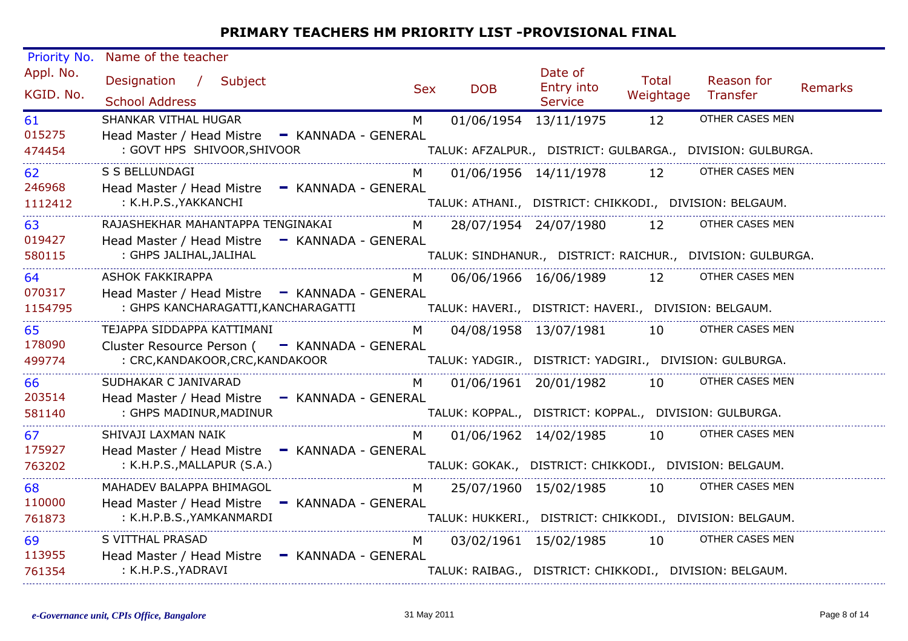# PRIMARY TEACHERS HM PRIORITY LIST -PROVISIONAL FINAL

| Priority No. / Appl. No. / KGID. No. | Name of the teacher / Designation / Subject / School Address | Sex | DOB | Date of Entry into Service | Total Weightage | Reason for Transfer | Remarks |
|---|---|---|---|---|---|---|---|
| 61<br>015275<br>474454 | SHANKAR VITHAL HUGAR<br>Head Master / Head Mistre - KANNADA - GENERAL<br>: GOVT HPS SHIVOOR,SHIVOOR<br>TALUK: AFZALPUR., DISTRICT: GULBARGA., DIVISION: GULBURGA. | M | 01/06/1954 | 13/11/1975 | 12 | OTHER CASES MEN | |
| 62<br>246968<br>1112412 | S S BELLUNDAGI<br>Head Master / Head Mistre - KANNADA - GENERAL<br>: K.H.P.S.,YAKKANCHI<br>TALUK: ATHANI., DISTRICT: CHIKKODI., DIVISION: BELGAUM. | M | 01/06/1956 | 14/11/1978 | 12 | OTHER CASES MEN | |
| 63<br>019427<br>580115 | RAJASHEKHAR MAHANTAPPA TENGINAKAI<br>Head Master / Head Mistre - KANNADA - GENERAL<br>: GHPS JALIHAL,JALIHAL<br>TALUK: SINDHANUR., DISTRICT: RAICHUR., DIVISION: GULBURGA. | M | 28/07/1954 | 24/07/1980 | 12 | OTHER CASES MEN | |
| 64<br>070317<br>1154795 | ASHOK FAKKIRAPPA<br>Head Master / Head Mistre - KANNADA - GENERAL<br>: GHPS KANCHARAGATTI,KANCHARAGATTI<br>TALUK: HAVERI., DISTRICT: HAVERI., DIVISION: BELGAUM. | M | 06/06/1966 | 16/06/1989 | 12 | OTHER CASES MEN | |
| 65<br>178090<br>499774 | TEJAPPA SIDDAPPA KATTIMANI<br>Cluster Resource Person ( - KANNADA - GENERAL<br>: CRC,KANDAKOOR,CRC,KANDAKOOR<br>TALUK: YADGIR., DISTRICT: YADGIRI., DIVISION: GULBURGA. | M | 04/08/1958 | 13/07/1981 | 10 | OTHER CASES MEN | |
| 66<br>203514<br>581140 | SUDHAKAR C JANIVARAD<br>Head Master / Head Mistre - KANNADA - GENERAL<br>: GHPS MADINUR,MADINUR<br>TALUK: KOPPAL., DISTRICT: KOPPAL., DIVISION: GULBURGA. | M | 01/06/1961 | 20/01/1982 | 10 | OTHER CASES MEN | |
| 67<br>175927<br>763202 | SHIVAJI LAXMAN NAIK<br>Head Master / Head Mistre - KANNADA - GENERAL<br>: K.H.P.S.,MALLAPUR (S.A.)<br>TALUK: GOKAK., DISTRICT: CHIKKODI., DIVISION: BELGAUM. | M | 01/06/1962 | 14/02/1985 | 10 | OTHER CASES MEN | |
| 68<br>110000<br>761873 | MAHADEV BALAPPA BHIMAGOL<br>Head Master / Head Mistre - KANNADA - GENERAL<br>: K.H.P.B.S.,YAMKANMARDI<br>TALUK: HUKKERI., DISTRICT: CHIKKODI., DIVISION: BELGAUM. | M | 25/07/1960 | 15/02/1985 | 10 | OTHER CASES MEN | |
| 69<br>113955<br>761354 | S VITTHAL PRASAD<br>Head Master / Head Mistre - KANNADA - GENERAL<br>: K.H.P.S.,YADRAVI<br>TALUK: RAIBAG., DISTRICT: CHIKKODI., DIVISION: BELGAUM. | M | 03/02/1961 | 15/02/1985 | 10 | OTHER CASES MEN | |

*e-Governance unit, CPIs Office, Bangalore*    31 May 2011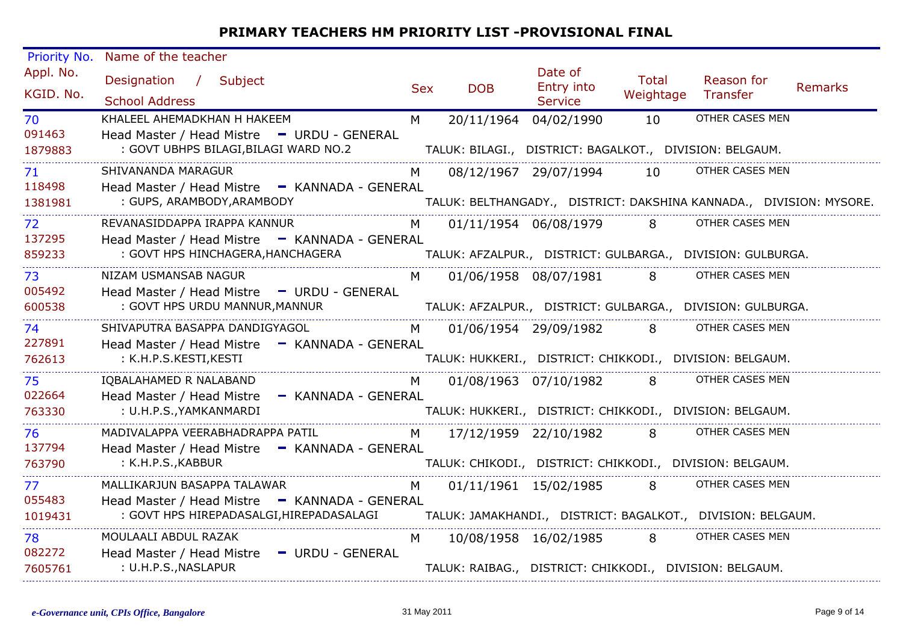# PRIMARY TEACHERS HM PRIORITY LIST -PROVISIONAL FINAL

| Priority No. / Appl. No. / KGID. No. | Name of the teacher / Designation / Subject / School Address | Sex | DOB | Date of Entry into Service | Total Weightage | Reason for Transfer | Remarks |
|---|---|---|---|---|---|---|---|
| 70 / 091463 / 1879883 | KHALEEL AHEMADKHAN H HAKEEM / Head Master / Head Mistre - URDU - GENERAL / : GOVT UBHPS BILAGI,BILAGI WARD NO.2 — TALUK: BILAGI., DISTRICT: BAGALKOT., DIVISION: BELGAUM. | M | 20/11/1964 | 04/02/1990 | 10 | OTHER CASES MEN | |
| 71 / 118498 / 1381981 | SHIVANANDA MARAGUR / Head Master / Head Mistre - KANNADA - GENERAL / : GUPS, ARAMBODY,ARAMBODY — TALUK: BELTHANGADY., DISTRICT: DAKSHINA KANNADA., DIVISION: MYSORE. | M | 08/12/1967 | 29/07/1994 | 10 | OTHER CASES MEN | |
| 72 / 137295 / 859233 | REVANASIDDAPPA IRAPPA KANNUR / Head Master / Head Mistre - KANNADA - GENERAL / : GOVT HPS HINCHAGERA,HANCHAGERA — TALUK: AFZALPUR., DISTRICT: GULBARGA., DIVISION: GULBURGA. | M | 01/11/1954 | 06/08/1979 | 8 | OTHER CASES MEN | |
| 73 / 005492 / 600538 | NIZAM USMANSAB NAGUR / Head Master / Head Mistre - URDU - GENERAL / : GOVT HPS URDU MANNUR,MANNUR — TALUK: AFZALPUR., DISTRICT: GULBARGA., DIVISION: GULBURGA. | M | 01/06/1958 | 08/07/1981 | 8 | OTHER CASES MEN | |
| 74 / 227891 / 762613 | SHIVAPUTRA BASAPPA DANDIGYAGOL / Head Master / Head Mistre - KANNADA - GENERAL / : K.H.P.S.KESTI,KESTI — TALUK: HUKKERI., DISTRICT: CHIKKODI., DIVISION: BELGAUM. | M | 01/06/1954 | 29/09/1982 | 8 | OTHER CASES MEN | |
| 75 / 022664 / 763330 | IQBALAHAMED R NALABAND / Head Master / Head Mistre - KANNADA - GENERAL / : U.H.P.S.,YAMKANMARDI — TALUK: HUKKERI., DISTRICT: CHIKKODI., DIVISION: BELGAUM. | M | 01/08/1963 | 07/10/1982 | 8 | OTHER CASES MEN | |
| 76 / 137794 / 763790 | MADIVALAPPA VEERABHADRAPPA PATIL / Head Master / Head Mistre - KANNADA - GENERAL / : K.H.P.S.,KABBUR — TALUK: CHIKODI., DISTRICT: CHIKKODI., DIVISION: BELGAUM. | M | 17/12/1959 | 22/10/1982 | 8 | OTHER CASES MEN | |
| 77 / 055483 / 1019431 | MALLIKARJUN BASAPPA TALAWAR / Head Master / Head Mistre - KANNADA - GENERAL / : GOVT HPS HIREPADASALGI,HIREPADASALAGI — TALUK: JAMAKHANDI., DISTRICT: BAGALKOT., DIVISION: BELGAUM. | M | 01/11/1961 | 15/02/1985 | 8 | OTHER CASES MEN | |
| 78 / 082272 / 7605761 | MOULAALI ABDUL RAZAK / Head Master / Head Mistre - URDU - GENERAL / : U.H.P.S.,NASLAPUR — TALUK: RAIBAG., DISTRICT: CHIKKODI., DIVISION: BELGAUM. | M | 10/08/1958 | 16/02/1985 | 8 | OTHER CASES MEN | |

*e-Governance unit, CPIs Office, Bangalore* — 31 May 2011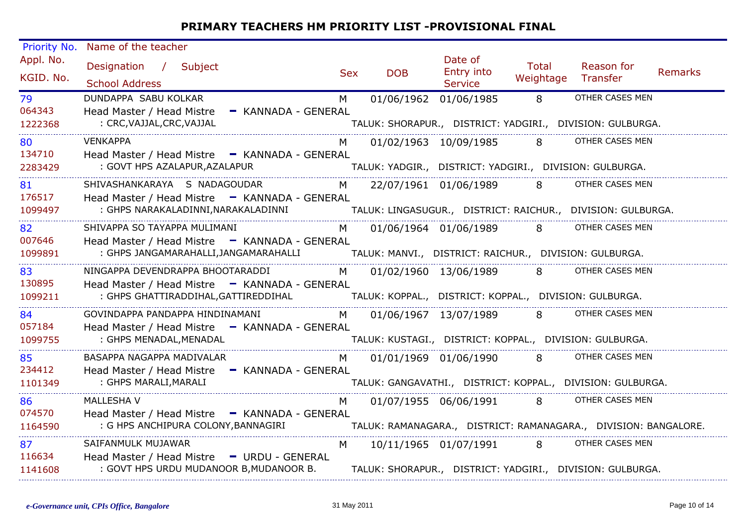# PRIMARY TEACHERS HM PRIORITY LIST -PROVISIONAL FINAL

| Priority No. / Appl. No. / KGID. No. | Name of the teacher / Designation / Subject / School Address | Sex | DOB | Date of Entry into Service | Total Weightage | Reason for Transfer | Remarks |
|---|---|---|---|---|---|---|---|
| 79 / 064343 / 1222368 | DUNDAPPA SABU KOLKAR / Head Master / Head Mistre - KANNADA - GENERAL / : CRC,VAJJAL,CRC,VAJJAL / TALUK: SHORAPUR., DISTRICT: YADGIRI., DIVISION: GULBURGA. | M | 01/06/1962 | 01/06/1985 | 8 | OTHER CASES MEN | |
| 80 / 134710 / 2283429 | VENKAPPA / Head Master / Head Mistre - KANNADA - GENERAL / : GOVT HPS AZALAPUR,AZALAPUR / TALUK: YADGIR., DISTRICT: YADGIRI., DIVISION: GULBURGA. | M | 01/02/1963 | 10/09/1985 | 8 | OTHER CASES MEN | |
| 81 / 176517 / 1099497 | SHIVASHANKARAYA S NADAGOUDAR / Head Master / Head Mistre - KANNADA - GENERAL / : GHPS NARAKALADINNI,NARAKALADINNI / TALUK: LINGASUGUR., DISTRICT: RAICHUR., DIVISION: GULBURGA. | M | 22/07/1961 | 01/06/1989 | 8 | OTHER CASES MEN | |
| 82 / 007646 / 1099891 | SHIVAPPA SO TAYAPPA MULIMANI / Head Master / Head Mistre - KANNADA - GENERAL / : GHPS JANGAMARAHALLI,JANGAMARAHALLI / TALUK: MANVI., DISTRICT: RAICHUR., DIVISION: GULBURGA. | M | 01/06/1964 | 01/06/1989 | 8 | OTHER CASES MEN | |
| 83 / 130895 / 1099211 | NINGAPPA DEVENDRAPPA BHOOTARADDI / Head Master / Head Mistre - KANNADA - GENERAL / : GHPS GHATTIRADDIHAL,GATTIREDDIHAL / TALUK: KOPPAL., DISTRICT: KOPPAL., DIVISION: GULBURGA. | M | 01/02/1960 | 13/06/1989 | 8 | OTHER CASES MEN | |
| 84 / 057184 / 1099755 | GOVINDAPPA PANDAPPA HINDINAMANI / Head Master / Head Mistre - KANNADA - GENERAL / : GHPS MENADAL,MENADAL / TALUK: KUSTAGI., DISTRICT: KOPPAL., DIVISION: GULBURGA. | M | 01/06/1967 | 13/07/1989 | 8 | OTHER CASES MEN | |
| 85 / 234412 / 1101349 | BASAPPA NAGAPPA MADIVALAR / Head Master / Head Mistre - KANNADA - GENERAL / : GHPS MARALI,MARALI / TALUK: GANGAVATHI., DISTRICT: KOPPAL., DIVISION: GULBURGA. | M | 01/01/1969 | 01/06/1990 | 8 | OTHER CASES MEN | |
| 86 / 074570 / 1164590 | MALLESHA V / Head Master / Head Mistre - KANNADA - GENERAL / : G HPS ANCHIPURA COLONY,BANNAGIRI / TALUK: RAMANAGARA., DISTRICT: RAMANAGARA., DIVISION: BANGALORE. | M | 01/07/1955 | 06/06/1991 | 8 | OTHER CASES MEN | |
| 87 / 116634 / 1141608 | SAIFANMULK MUJAWAR / Head Master / Head Mistre - URDU - GENERAL / : GOVT HPS URDU MUDANOOR B,MUDANOOR B. / TALUK: SHORAPUR., DISTRICT: YADGIRI., DIVISION: GULBURGA. | M | 10/11/1965 | 01/07/1991 | 8 | OTHER CASES MEN | |

*e-Governance unit, CPIs Office, Bangalore* 31 May 2011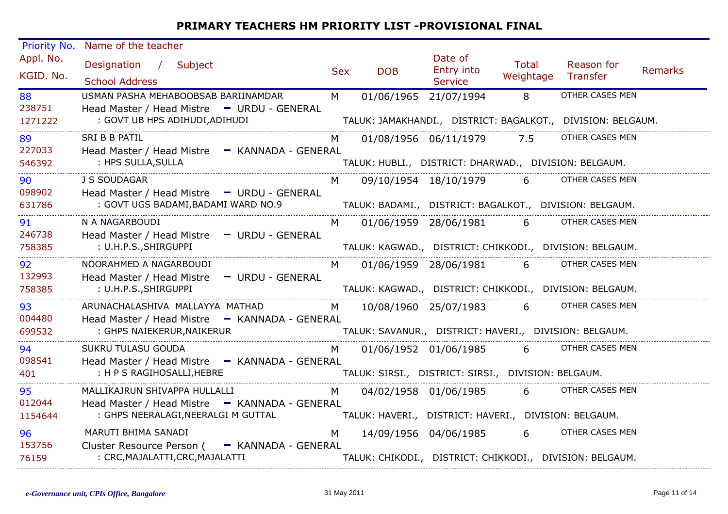# PRIMARY TEACHERS HM PRIORITY LIST -PROVISIONAL FINAL

| Priority No. / Appl. No. / KGID. No. | Name of the teacher / Designation / Subject / School Address | Sex | DOB | Date of Entry into Service | Total Weightage | Reason for Transfer | Remarks |
|---|---|---|---|---|---|---|---|
| 88 / 238751 / 1271222 | USMAN PASHA MEHABOOBSAB BARIINAMDAR / Head Master / Head Mistre - URDU - GENERAL / : GOVT UB HPS ADIHUDI,ADIHUDI — TALUK: JAMAKHANDI., DISTRICT: BAGALKOT., DIVISION: BELGAUM. | M | 01/06/1965 | 21/07/1994 | 8 | OTHER CASES MEN | |
| 89 / 227033 / 546392 | SRI B B PATIL / Head Master / Head Mistre - KANNADA - GENERAL / : HPS SULLA,SULLA — TALUK: HUBLI., DISTRICT: DHARWAD., DIVISION: BELGAUM. | M | 01/08/1956 | 06/11/1979 | 7.5 | OTHER CASES MEN | |
| 90 / 098902 / 631786 | J S SOUDAGAR / Head Master / Head Mistre - URDU - GENERAL / : GOVT UGS BADAMI,BADAMI WARD NO.9 — TALUK: BADAMI., DISTRICT: BAGALKOT., DIVISION: BELGAUM. | M | 09/10/1954 | 18/10/1979 | 6 | OTHER CASES MEN | |
| 91 / 246738 / 758385 | N A NAGARBOUDI / Head Master / Head Mistre - URDU - GENERAL / : U.H.P.S.,SHIRGUPPI — TALUK: KAGWAD., DISTRICT: CHIKKODI., DIVISION: BELGAUM. | M | 01/06/1959 | 28/06/1981 | 6 | OTHER CASES MEN | |
| 92 / 132993 / 758385 | NOORAHMED A NAGARBOUDI / Head Master / Head Mistre - URDU - GENERAL / : U.H.P.S.,SHIRGUPPI — TALUK: KAGWAD., DISTRICT: CHIKKODI., DIVISION: BELGAUM. | M | 01/06/1959 | 28/06/1981 | 6 | OTHER CASES MEN | |
| 93 / 004480 / 699532 | ARUNACHALASHIVA MALLAYYA MATHAD / Head Master / Head Mistre - KANNADA - GENERAL / : GHPS NAIEKERUR,NAIKERUR — TALUK: SAVANUR., DISTRICT: HAVERI., DIVISION: BELGAUM. | M | 10/08/1960 | 25/07/1983 | 6 | OTHER CASES MEN | |
| 94 / 098541 / 401 | SUKRU TULASU GOUDA / Head Master / Head Mistre - KANNADA - GENERAL / : H P S RAGIHOSALLI,HEBRE — TALUK: SIRSI., DISTRICT: SIRSI., DIVISION: BELGAUM. | M | 01/06/1952 | 01/06/1985 | 6 | OTHER CASES MEN | |
| 95 / 012044 / 1154644 | MALLIKAJRUN SHIVAPPA HULLALLI / Head Master / Head Mistre - KANNADA - GENERAL / : GHPS NEERALAGI,NEERALGI M GUTTAL — TALUK: HAVERI., DISTRICT: HAVERI., DIVISION: BELGAUM. | M | 04/02/1958 | 01/06/1985 | 6 | OTHER CASES MEN | |
| 96 / 153756 / 76159 | MARUTI BHIMA SANADI / Cluster Resource Person ( - KANNADA - GENERAL / : CRC,MAJALATTI,CRC,MAJALATTI — TALUK: CHIKODI., DISTRICT: CHIKKODI., DIVISION: BELGAUM. | M | 14/09/1956 | 04/06/1985 | 6 | OTHER CASES MEN | |

*e-Governance unit, CPIs Office, Bangalore* 31 May 2011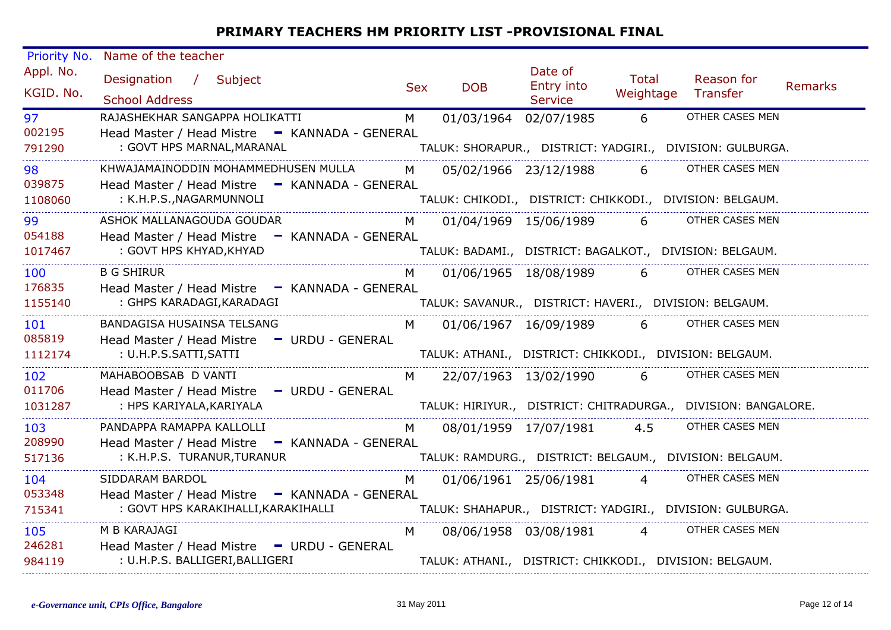# PRIMARY TEACHERS HM PRIORITY LIST -PROVISIONAL FINAL

| Priority No. / Appl. No. / KGID. No. | Name of the teacher / Designation / Subject / School Address | Sex | DOB | Date of Entry into Service | Total Weightage | Reason for Transfer | Remarks |
|---|---|---|---|---|---|---|---|
| 97 / 002195 / 791290 | RAJASHEKHAR SANGAPPA HOLIKATTI / Head Master / Head Mistre - KANNADA - GENERAL / : GOVT HPS MARNAL,MARANAL / TALUK: SHORAPUR., DISTRICT: YADGIRI., DIVISION: GULBURGA. | M | 01/03/1964 | 02/07/1985 | 6 | OTHER CASES MEN | |
| 98 / 039875 / 1108060 | KHWAJAMAINODDIN MOHAMMEDHUSEN MULLA / Head Master / Head Mistre - KANNADA - GENERAL / : K.H.P.S.,NAGARMUNNOLI / TALUK: CHIKODI., DISTRICT: CHIKKODI., DIVISION: BELGAUM. | M | 05/02/1966 | 23/12/1988 | 6 | OTHER CASES MEN | |
| 99 / 054188 / 1017467 | ASHOK MALLANAGOUDA GOUDAR / Head Master / Head Mistre - KANNADA - GENERAL / : GOVT HPS KHYAD,KHYAD / TALUK: BADAMI., DISTRICT: BAGALKOT., DIVISION: BELGAUM. | M | 01/04/1969 | 15/06/1989 | 6 | OTHER CASES MEN | |
| 100 / 176835 / 1155140 | B G SHIRUR / Head Master / Head Mistre - KANNADA - GENERAL / : GHPS KARADAGI,KARADAGI / TALUK: SAVANUR., DISTRICT: HAVERI., DIVISION: BELGAUM. | M | 01/06/1965 | 18/08/1989 | 6 | OTHER CASES MEN | |
| 101 / 085819 / 1112174 | BANDAGISA HUSAINSA TELSANG / Head Master / Head Mistre - URDU - GENERAL / : U.H.P.S.SATTI,SATTI / TALUK: ATHANI., DISTRICT: CHIKKODI., DIVISION: BELGAUM. | M | 01/06/1967 | 16/09/1989 | 6 | OTHER CASES MEN | |
| 102 / 011706 / 1031287 | MAHABOOBSAB D VANTI / Head Master / Head Mistre - URDU - GENERAL / : HPS KARIYALA,KARIYALA / TALUK: HIRIYUR., DISTRICT: CHITRADURGA., DIVISION: BANGALORE. | M | 22/07/1963 | 13/02/1990 | 6 | OTHER CASES MEN | |
| 103 / 208990 / 517136 | PANDAPPA RAMAPPA KALLOLLI / Head Master / Head Mistre - KANNADA - GENERAL / : K.H.P.S. TURANUR,TURANUR / TALUK: RAMDURG., DISTRICT: BELGAUM., DIVISION: BELGAUM. | M | 08/01/1959 | 17/07/1981 | 4.5 | OTHER CASES MEN | |
| 104 / 053348 / 715341 | SIDDARAM BARDOL / Head Master / Head Mistre - KANNADA - GENERAL / : GOVT HPS KARAKIHALLI,KARAKIHALLI / TALUK: SHAHAPUR., DISTRICT: YADGIRI., DIVISION: GULBURGA. | M | 01/06/1961 | 25/06/1981 | 4 | OTHER CASES MEN | |
| 105 / 246281 / 984119 | M B KARAJAGI / Head Master / Head Mistre - URDU - GENERAL / : U.H.P.S. BALLIGERI,BALLIGERI / TALUK: ATHANI., DISTRICT: CHIKKODI., DIVISION: BELGAUM. | M | 08/06/1958 | 03/08/1981 | 4 | OTHER CASES MEN | |

*e-Governance unit, CPIs Office, Bangalore* — 31 May 2011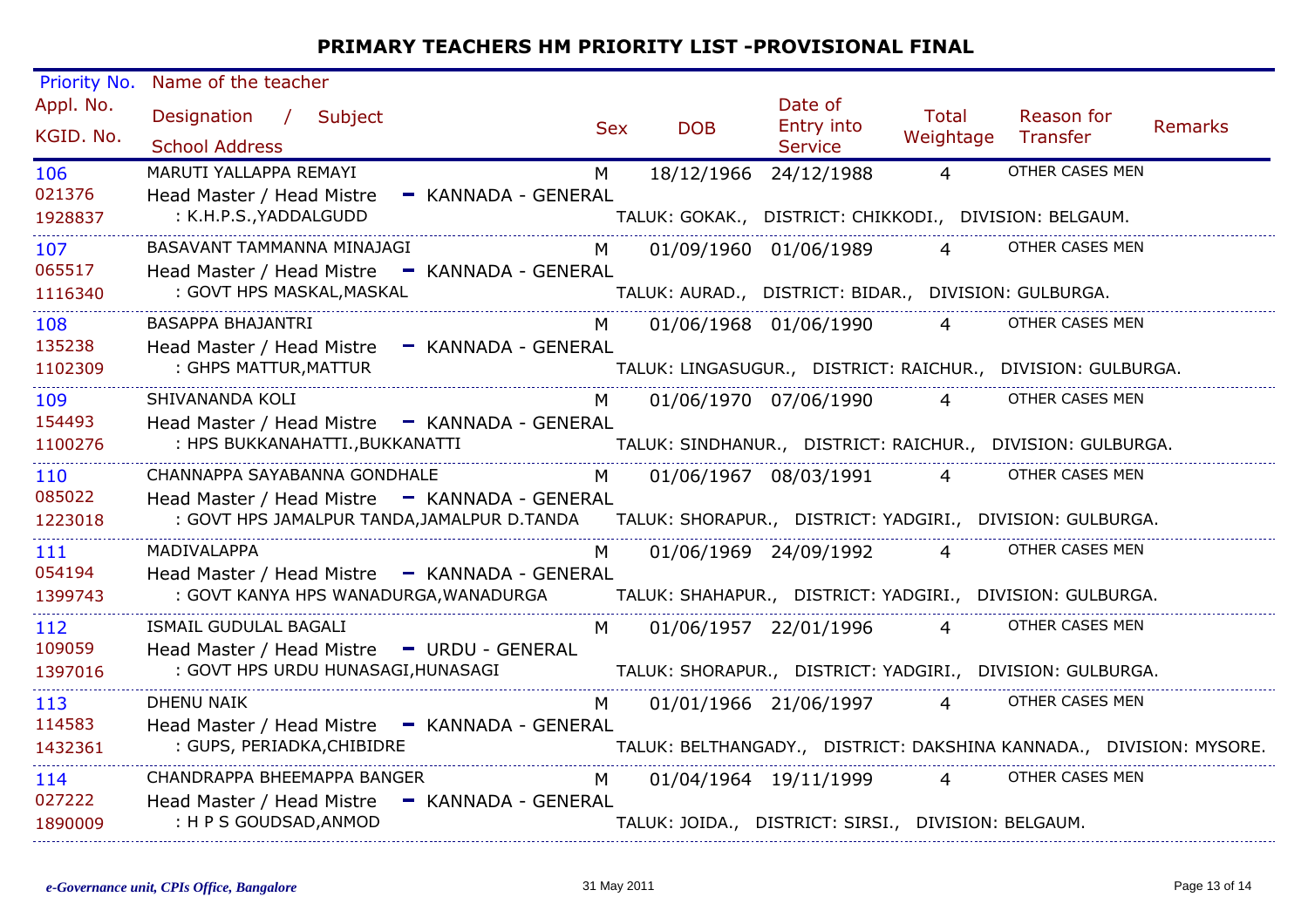# PRIMARY TEACHERS HM PRIORITY LIST -PROVISIONAL FINAL

| Priority No. / Appl. No. / KGID. No. | Name of the teacher / Designation / Subject / School Address | Sex | DOB | Date of Entry into Service | Total Weightage | Reason for Transfer | Remarks |
|---|---|---|---|---|---|---|---|
| 106 / 021376 / 1928837 | MARUTI YALLAPPA REMAYI / Head Master / Head Mistre - KANNADA - GENERAL / : K.H.P.S.,YADDALGUDD / TALUK: GOKAK., DISTRICT: CHIKKODI., DIVISION: BELGAUM. | M | 18/12/1966 | 24/12/1988 | 4 | OTHER CASES MEN | |
| 107 / 065517 / 1116340 | BASAVANT TAMMANNA MINAJAGI / Head Master / Head Mistre - KANNADA - GENERAL / : GOVT HPS MASKAL,MASKAL / TALUK: AURAD., DISTRICT: BIDAR., DIVISION: GULBURGA. | M | 01/09/1960 | 01/06/1989 | 4 | OTHER CASES MEN | |
| 108 / 135238 / 1102309 | BASAPPA BHAJANTRI / Head Master / Head Mistre - KANNADA - GENERAL / : GHPS MATTUR,MATTUR / TALUK: LINGASUGUR., DISTRICT: RAICHUR., DIVISION: GULBURGA. | M | 01/06/1968 | 01/06/1990 | 4 | OTHER CASES MEN | |
| 109 / 154493 / 1100276 | SHIVANANDA KOLI / Head Master / Head Mistre - KANNADA - GENERAL / : HPS BUKKANAHATTI.,BUKKANATTI / TALUK: SINDHANUR., DISTRICT: RAICHUR., DIVISION: GULBURGA. | M | 01/06/1970 | 07/06/1990 | 4 | OTHER CASES MEN | |
| 110 / 085022 / 1223018 | CHANNAPPA SAYABANNA GONDHALE / Head Master / Head Mistre - KANNADA - GENERAL / : GOVT HPS JAMALPUR TANDA,JAMALPUR D.TANDA / TALUK: SHORAPUR., DISTRICT: YADGIRI., DIVISION: GULBURGA. | M | 01/06/1967 | 08/03/1991 | 4 | OTHER CASES MEN | |
| 111 / 054194 / 1399743 | MADIVALAPPA / Head Master / Head Mistre - KANNADA - GENERAL / : GOVT KANYA HPS WANADURGA,WANADURGA / TALUK: SHAHAPUR., DISTRICT: YADGIRI., DIVISION: GULBURGA. | M | 01/06/1969 | 24/09/1992 | 4 | OTHER CASES MEN | |
| 112 / 109059 / 1397016 | ISMAIL GUDULAL BAGALI / Head Master / Head Mistre - URDU - GENERAL / : GOVT HPS URDU HUNASAGI,HUNASAGI / TALUK: SHORAPUR., DISTRICT: YADGIRI., DIVISION: GULBURGA. | M | 01/06/1957 | 22/01/1996 | 4 | OTHER CASES MEN | |
| 113 / 114583 / 1432361 | DHENU NAIK / Head Master / Head Mistre - KANNADA - GENERAL / : GUPS, PERIADKA,CHIBIDRE / TALUK: BELTHANGADY., DISTRICT: DAKSHINA KANNADA., DIVISION: MYSORE. | M | 01/01/1966 | 21/06/1997 | 4 | OTHER CASES MEN | |
| 114 / 027222 / 1890009 | CHANDRAPPA BHEEMAPPA BANGER / Head Master / Head Mistre - KANNADA - GENERAL / : H P S GOUDSAD,ANMOD / TALUK: JOIDA., DISTRICT: SIRSI., DIVISION: BELGAUM. | M | 01/04/1964 | 19/11/1999 | 4 | OTHER CASES MEN | |

*e-Governance unit, CPIs Office, Bangalore* — 31 May 2011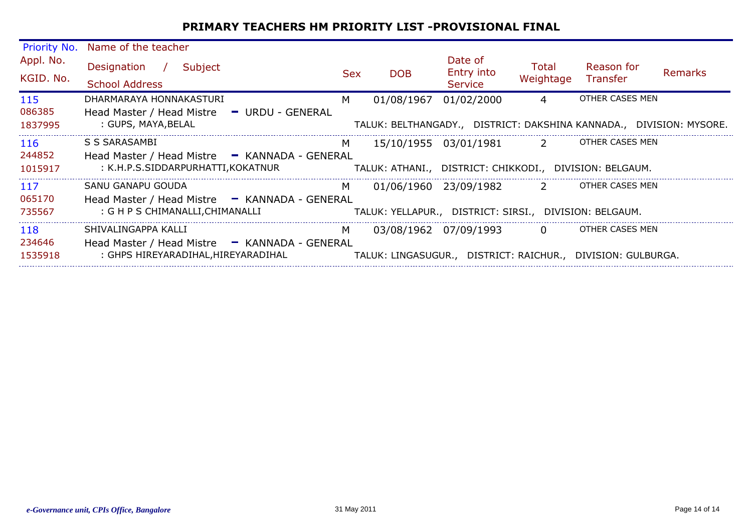# PRIMARY TEACHERS HM PRIORITY LIST -PROVISIONAL FINAL

| Priority No. / Appl. No. / KGID. No. | Name of the teacher / Designation / Subject / School Address | Sex | DOB | Date of Entry into Service | Total Weightage | Reason for Transfer | Remarks |
|---|---|---|---|---|---|---|---|
| 115<br>086385<br>1837995 | DHARMARAYA HONNAKASTURI<br>Head Master / Head Mistre - URDU - GENERAL<br>: GUPS, MAYA,BELAL | M | 01/08/1967 | 01/02/2000 | 4 | OTHER CASES MEN | |
| | TALUK: BELTHANGADY., DISTRICT: DAKSHINA KANNADA., DIVISION: MYSORE. | | | | | | |
| 116<br>244852<br>1015917 | S S SARASAMBI<br>Head Master / Head Mistre - KANNADA - GENERAL<br>: K.H.P.S.SIDDARPURHATTI,KOKATNUR | M | 15/10/1955 | 03/01/1981 | 2 | OTHER CASES MEN | |
| | TALUK: ATHANI., DISTRICT: CHIKKODI., DIVISION: BELGAUM. | | | | | | |
| 117<br>065170<br>735567 | SANU GANAPU GOUDA<br>Head Master / Head Mistre - KANNADA - GENERAL<br>: G H P S CHIMANALLI,CHIMANALLI | M | 01/06/1960 | 23/09/1982 | 2 | OTHER CASES MEN | |
| | TALUK: YELLAPUR., DISTRICT: SIRSI., DIVISION: BELGAUM. | | | | | | |
| 118<br>234646<br>1535918 | SHIVALINGAPPA KALLI<br>Head Master / Head Mistre - KANNADA - GENERAL<br>: GHPS HIREYARADIHAL,HIREYARADIHAL | M | 03/08/1962 | 07/09/1993 | 0 | OTHER CASES MEN | |
| | TALUK: LINGASUGUR., DISTRICT: RAICHUR., DIVISION: GULBURGA. | | | | | | |